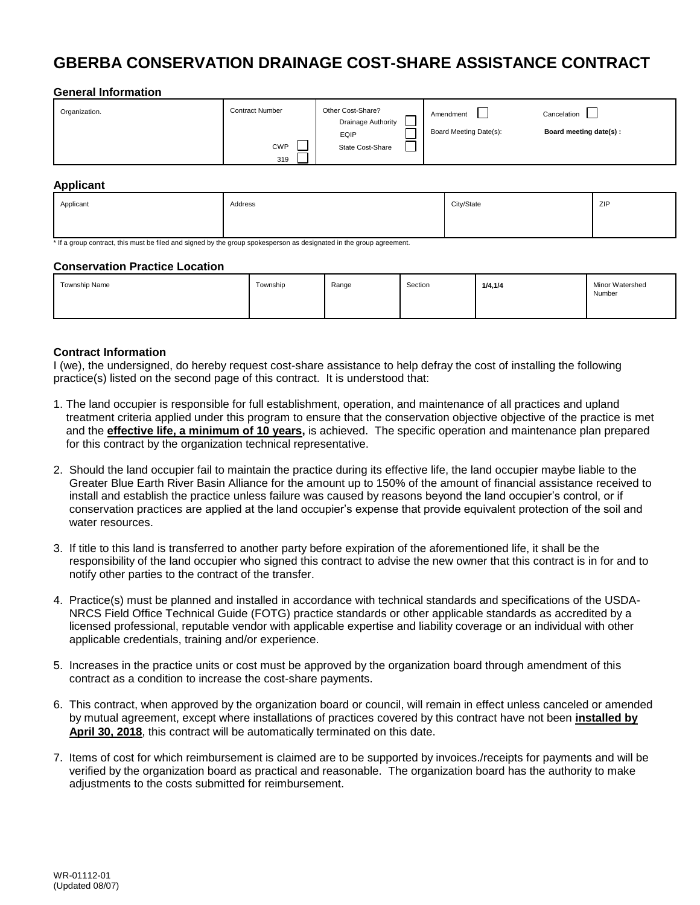# GBERBA CONSERVATION DRAINAGE COST-SHARE ASSISTANCE CONTRACT

### General Information

| Organization. | Contract Number | Other Cost-Share? | Amendment ☐ | Cancelation ☐ |
|---|---|---|---|---|
| | CWP ☐ | Drainage Authority ☐ | Board Meeting Date(s): | **Board meeting date(s) :** |
| | 319 ☐ | EQIP ☐ | | |
| | | State Cost-Share ☐ | | |

### Applicant

| Applicant | Address | City/State | ZIP |
|---|---|---|---|
| | | | |

* If a group contract, this must be filed and signed by the group spokesperson as designated in the group agreement.

### Conservation Practice Location

| Township Name | Township | Range | Section | **1/4,1/4** | Minor Watershed Number |
|---|---|---|---|---|---|
| | | | | | |

### Contract Information

I (we), the undersigned, do hereby request cost-share assistance to help defray the cost of installing the following practice(s) listed on the second page of this contract. It is understood that:

1. The land occupier is responsible for full establishment, operation, and maintenance of all practices and upland treatment criteria applied under this program to ensure that the conservation objective objective of the practice is met and the **effective life, a minimum of 10 years,** is achieved. The specific operation and maintenance plan prepared for this contract by the organization technical representative.

2. Should the land occupier fail to maintain the practice during its effective life, the land occupier maybe liable to the Greater Blue Earth River Basin Alliance for the amount up to 150% of the amount of financial assistance received to install and establish the practice unless failure was caused by reasons beyond the land occupier's control, or if conservation practices are applied at the land occupier's expense that provide equivalent protection of the soil and water resources.

3. If title to this land is transferred to another party before expiration of the aforementioned life, it shall be the responsibility of the land occupier who signed this contract to advise the new owner that this contract is in for and to notify other parties to the contract of the transfer.

4. Practice(s) must be planned and installed in accordance with technical standards and specifications of the USDA-NRCS Field Office Technical Guide (FOTG) practice standards or other applicable standards as accredited by a licensed professional, reputable vendor with applicable expertise and liability coverage or an individual with other applicable credentials, training and/or experience.

5. Increases in the practice units or cost must be approved by the organization board through amendment of this contract as a condition to increase the cost-share payments.

6. This contract, when approved by the organization board or council, will remain in effect unless canceled or amended by mutual agreement, except where installations of practices covered by this contract have not been **installed by April 30, 2018**, this contract will be automatically terminated on this date.

7. Items of cost for which reimbursement is claimed are to be supported by invoices./receipts for payments and will be verified by the organization board as practical and reasonable. The organization board has the authority to make adjustments to the costs submitted for reimbursement.

WR-01112-01
(Updated 08/07)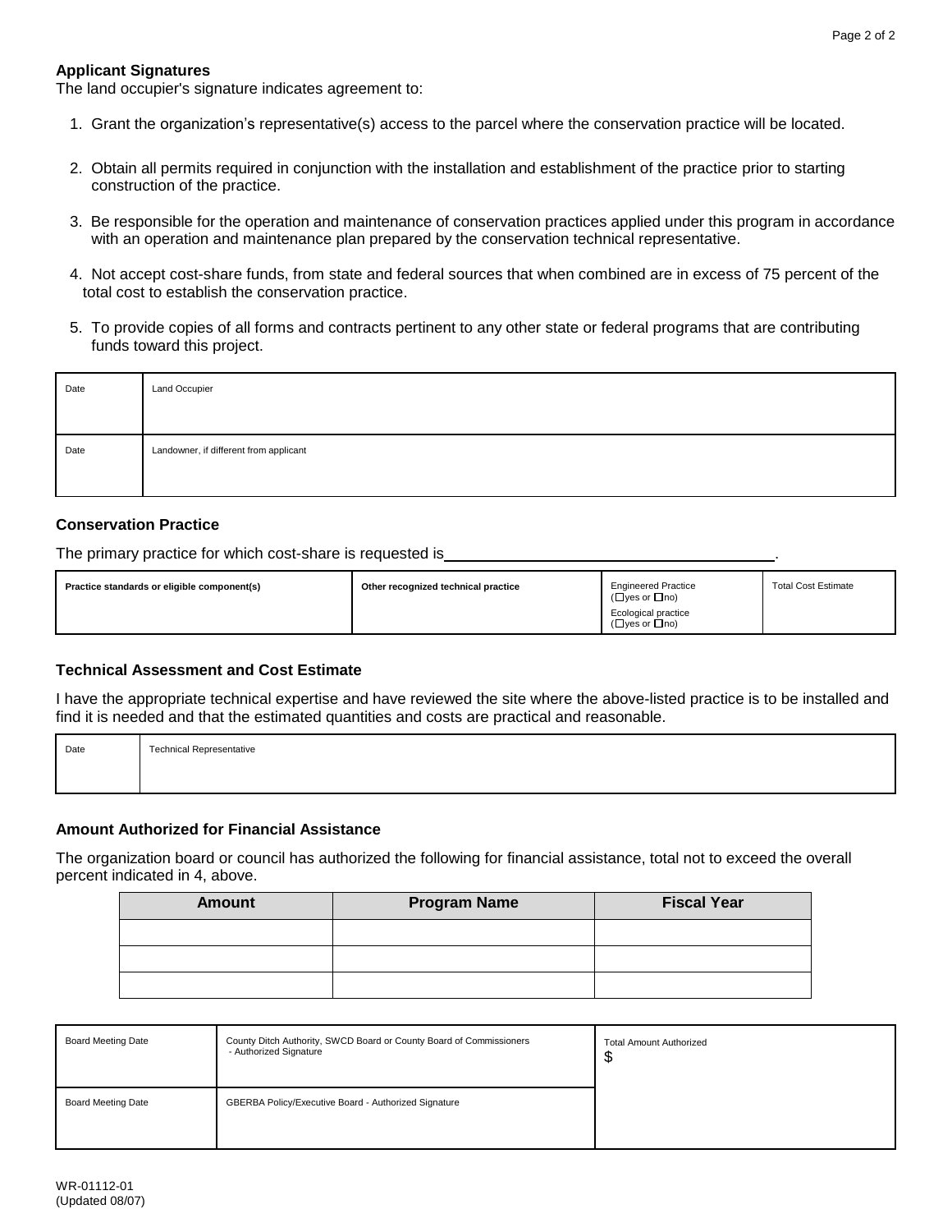**Applicant Signatures**

The land occupier's signature indicates agreement to:

1. Grant the organization's representative(s) access to the parcel where the conservation practice will be located.
2. Obtain all permits required in conjunction with the installation and establishment of the practice prior to starting construction of the practice.
3. Be responsible for the operation and maintenance of conservation practices applied under this program in accordance with an operation and maintenance plan prepared by the conservation technical representative.
4. Not accept cost-share funds, from state and federal sources that when combined are in excess of 75 percent of the total cost to establish the conservation practice.
5. To provide copies of all forms and contracts pertinent to any other state or federal programs that are contributing funds toward this project.

| | |
|---|---|
| Date | Land Occupier |
| Date | Landowner, if different from applicant |

**Conservation Practice**

The primary practice for which cost-share is requested is \_\_\_\_\_\_\_\_\_\_\_\_\_\_\_\_\_\_\_\_\_\_\_\_\_\_\_\_\_\_\_\_\_\_\_\_\_\_\_\_.

| Practice standards or eligible component(s) | Other recognized technical practice | Engineered Practice (☐yes or ☐no)<br>Ecological practice (☐yes or ☐no) | Total Cost Estimate |
|---|---|---|---|
| | | | |

**Technical Assessment and Cost Estimate**

I have the appropriate technical expertise and have reviewed the site where the above-listed practice is to be installed and find it is needed and that the estimated quantities and costs are practical and reasonable.

| | |
|---|---|
| Date | Technical Representative |

**Amount Authorized for Financial Assistance**

The organization board or council has authorized the following for financial assistance, total not to exceed the overall percent indicated in 4, above.

| Amount | Program Name | Fiscal Year |
|---|---|---|
| | | |
| | | |
| | | |

| | | |
|---|---|---|
| Board Meeting Date | County Ditch Authority, SWCD Board or County Board of Commissioners - Authorized Signature | Total Amount Authorized<br>$ |
| Board Meeting Date | GBERBA Policy/Executive Board - Authorized Signature | |

WR-01112-01
(Updated 08/07)